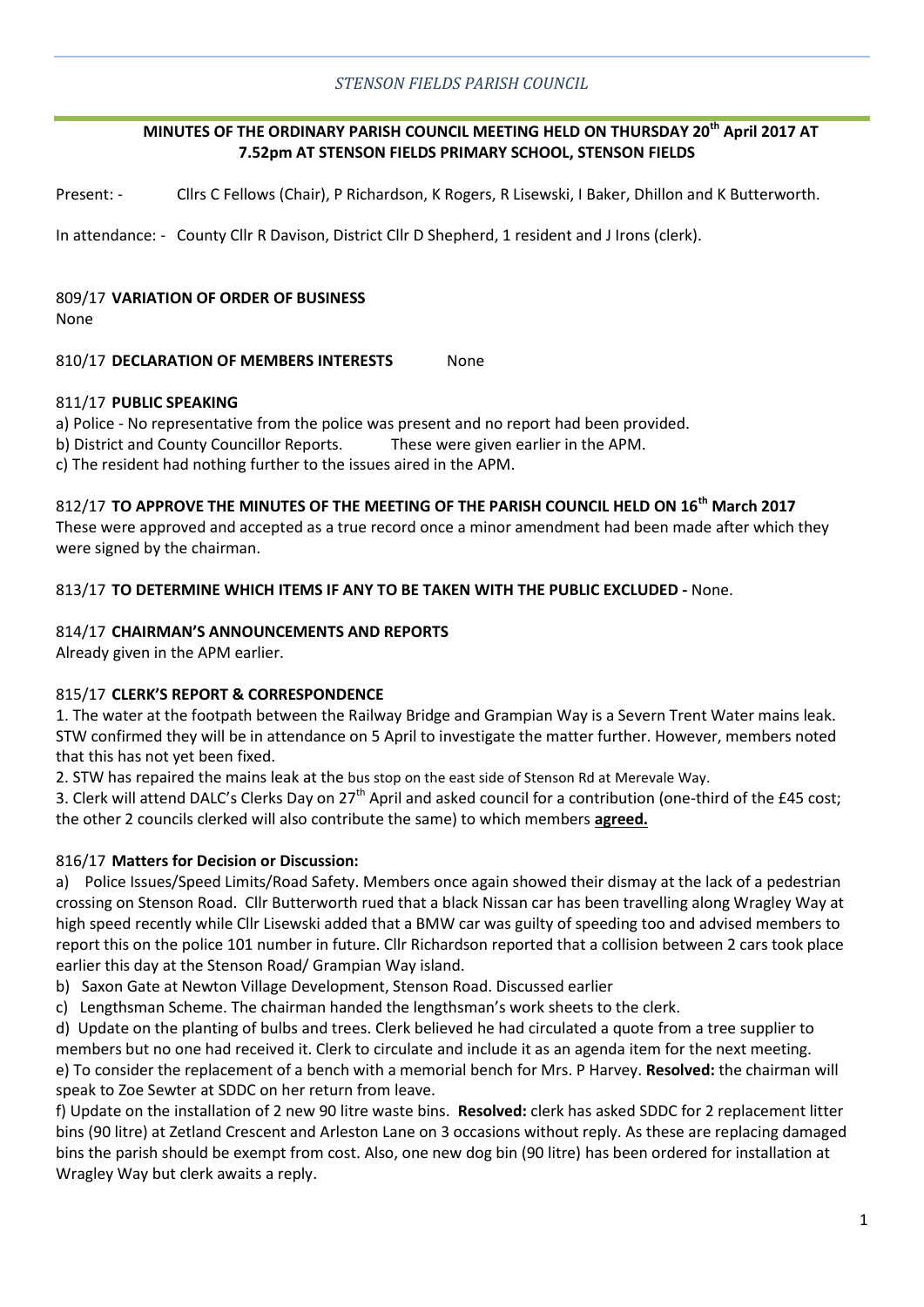*STENSON FIELDS PARISH COUNCIL*

**MINUTES OF THE ORDINARY PARISH COUNCIL MEETING HELD ON THURSDAY 20th April 2017 AT 7.52pm AT STENSON FIELDS PRIMARY SCHOOL, STENSON FIELDS**

Present: - Cllrs C Fellows (Chair), P Richardson, K Rogers, R Lisewski, I Baker, Dhillon and K Butterworth.

In attendance: - County Cllr R Davison, District Cllr D Shepherd, 1 resident and J Irons (clerk).

809/17 **VARIATION OF ORDER OF BUSINESS**

None

810/17 **DECLARATION OF MEMBERS INTERESTS** None

811/17 **PUBLIC SPEAKING**

a) Police - No representative from the police was present and no report had been provided.

b) District and County Councillor Reports. These were given earlier in the APM.

c) The resident had nothing further to the issues aired in the APM.

812/17 **TO APPROVE THE MINUTES OF THE MEETING OF THE PARISH COUNCIL HELD ON 16th March 2017**

These were approved and accepted as a true record once a minor amendment had been made after which they were signed by the chairman.

813/17 **TO DETERMINE WHICH ITEMS IF ANY TO BE TAKEN WITH THE PUBLIC EXCLUDED -** None.

814/17 **CHAIRMAN'S ANNOUNCEMENTS AND REPORTS**

Already given in the APM earlier.

815/17 **CLERK'S REPORT & CORRESPONDENCE**

1. The water at the footpath between the Railway Bridge and Grampian Way is a Severn Trent Water mains leak. STW confirmed they will be in attendance on 5 April to investigate the matter further. However, members noted that this has not yet been fixed.
2. STW has repaired the mains leak at the bus stop on the east side of Stenson Rd at Merevale Way.
3. Clerk will attend DALC's Clerks Day on 27th April and asked council for a contribution (one-third of the £45 cost; the other 2 councils clerked will also contribute the same) to which members **agreed.**

816/17 **Matters for Decision or Discussion:**

a) Police Issues/Speed Limits/Road Safety. Members once again showed their dismay at the lack of a pedestrian crossing on Stenson Road. Cllr Butterworth rued that a black Nissan car has been travelling along Wragley Way at high speed recently while Cllr Lisewski added that a BMW car was guilty of speeding too and advised members to report this on the police 101 number in future. Cllr Richardson reported that a collision between 2 cars took place earlier this day at the Stenson Road/ Grampian Way island.

b) Saxon Gate at Newton Village Development, Stenson Road. Discussed earlier

c) Lengthsman Scheme. The chairman handed the lengthsman's work sheets to the clerk.

d) Update on the planting of bulbs and trees. Clerk believed he had circulated a quote from a tree supplier to members but no one had received it. Clerk to circulate and include it as an agenda item for the next meeting.

e) To consider the replacement of a bench with a memorial bench for Mrs. P Harvey. **Resolved:** the chairman will speak to Zoe Sewter at SDDC on her return from leave.

f) Update on the installation of 2 new 90 litre waste bins. **Resolved:** clerk has asked SDDC for 2 replacement litter bins (90 litre) at Zetland Crescent and Arleston Lane on 3 occasions without reply. As these are replacing damaged bins the parish should be exempt from cost. Also, one new dog bin (90 litre) has been ordered for installation at Wragley Way but clerk awaits a reply.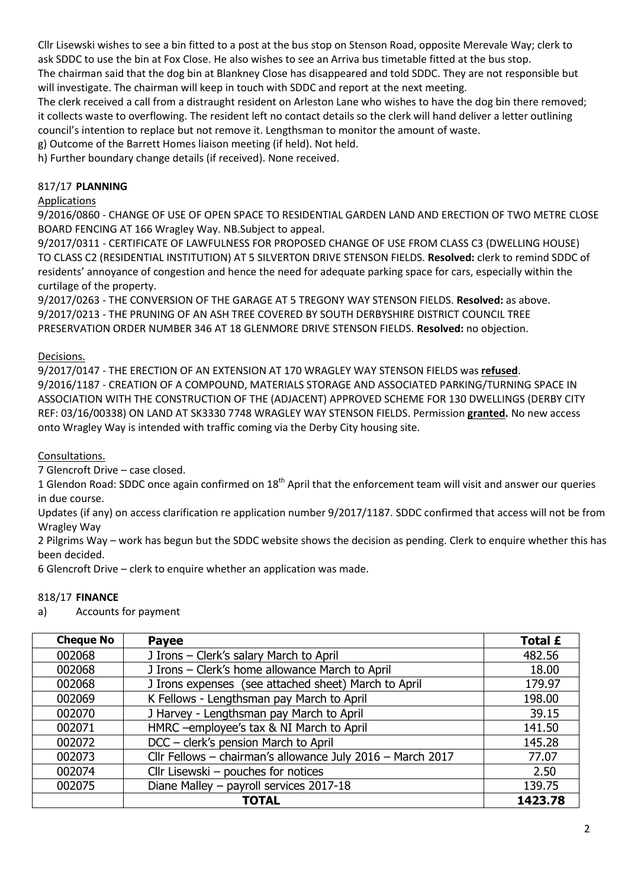Cllr Lisewski wishes to see a bin fitted to a post at the bus stop on Stenson Road, opposite Merevale Way; clerk to ask SDDC to use the bin at Fox Close. He also wishes to see an Arriva bus timetable fitted at the bus stop.
The chairman said that the dog bin at Blankney Close has disappeared and told SDDC. They are not responsible but will investigate. The chairman will keep in touch with SDDC and report at the next meeting.
The clerk received a call from a distraught resident on Arleston Lane who wishes to have the dog bin there removed; it collects waste to overflowing. The resident left no contact details so the clerk will hand deliver a letter outlining council's intention to replace but not remove it. Lengthsman to monitor the amount of waste.
g) Outcome of the Barrett Homes liaison meeting (if held). Not held.
h) Further boundary change details (if received). None received.

## 817/17 **PLANNING**

Applications

9/2016/0860 - CHANGE OF USE OF OPEN SPACE TO RESIDENTIAL GARDEN LAND AND ERECTION OF TWO METRE CLOSE BOARD FENCING AT 166 Wragley Way. NB.Subject to appeal.
9/2017/0311 - CERTIFICATE OF LAWFULNESS FOR PROPOSED CHANGE OF USE FROM CLASS C3 (DWELLING HOUSE) TO CLASS C2 (RESIDENTIAL INSTITUTION) AT 5 SILVERTON DRIVE STENSON FIELDS. **Resolved:** clerk to remind SDDC of residents' annoyance of congestion and hence the need for adequate parking space for cars, especially within the curtilage of the property.
9/2017/0263 - THE CONVERSION OF THE GARAGE AT 5 TREGONY WAY STENSON FIELDS. **Resolved:** as above.
9/2017/0213 - THE PRUNING OF AN ASH TREE COVERED BY SOUTH DERBYSHIRE DISTRICT COUNCIL TREE PRESERVATION ORDER NUMBER 346 AT 18 GLENMORE DRIVE STENSON FIELDS. **Resolved:** no objection.

Decisions.

9/2017/0147 - THE ERECTION OF AN EXTENSION AT 170 WRAGLEY WAY STENSON FIELDS was **refused**.
9/2016/1187 - CREATION OF A COMPOUND, MATERIALS STORAGE AND ASSOCIATED PARKING/TURNING SPACE IN ASSOCIATION WITH THE CONSTRUCTION OF THE (ADJACENT) APPROVED SCHEME FOR 130 DWELLINGS (DERBY CITY REF: 03/16/00338) ON LAND AT SK3330 7748 WRAGLEY WAY STENSON FIELDS. Permission **granted.** No new access onto Wragley Way is intended with traffic coming via the Derby City housing site.

Consultations.

7 Glencroft Drive – case closed.
1 Glendon Road: SDDC once again confirmed on 18th April that the enforcement team will visit and answer our queries in due course.
Updates (if any) on access clarification re application number 9/2017/1187. SDDC confirmed that access will not be from Wragley Way
2 Pilgrims Way – work has begun but the SDDC website shows the decision as pending. Clerk to enquire whether this has been decided.
6 Glencroft Drive – clerk to enquire whether an application was made.

## 818/17 **FINANCE**

a) Accounts for payment

| Cheque No | Payee | Total £ |
|---|---|---|
| 002068 | J Irons – Clerk's salary March to April | 482.56 |
| 002068 | J Irons – Clerk's home allowance March to April | 18.00 |
| 002068 | J Irons expenses (see attached sheet) March to April | 179.97 |
| 002069 | K Fellows - Lengthsman pay March to April | 198.00 |
| 002070 | J Harvey - Lengthsman pay March to April | 39.15 |
| 002071 | HMRC –employee's tax & NI March to April | 141.50 |
| 002072 | DCC – clerk's pension March to April | 145.28 |
| 002073 | Cllr Fellows – chairman's allowance July 2016 – March 2017 | 77.07 |
| 002074 | Cllr Lisewski – pouches for notices | 2.50 |
| 002075 | Diane Malley – payroll services 2017-18 | 139.75 |
| | **TOTAL** | **1423.78** |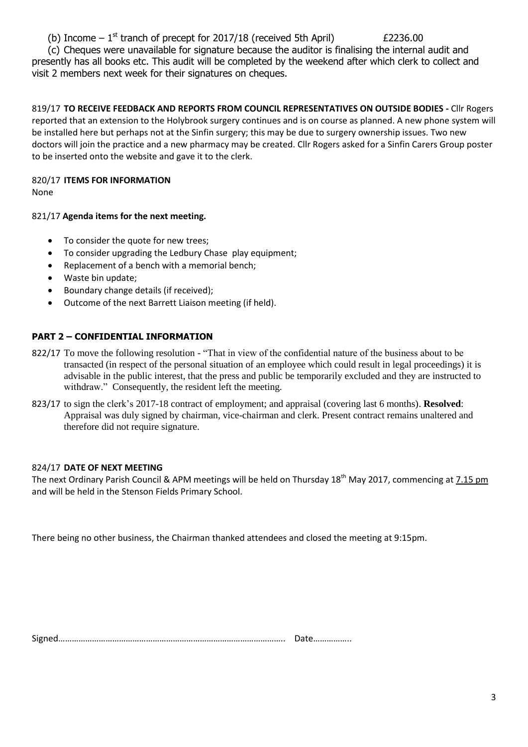(b) Income – 1st tranch of precept for 2017/18 (received 5th April) £2236.00

(c) Cheques were unavailable for signature because the auditor is finalising the internal audit and presently has all books etc. This audit will be completed by the weekend after which clerk to collect and visit 2 members next week for their signatures on cheques.

819/17 **TO RECEIVE FEEDBACK AND REPORTS FROM COUNCIL REPRESENTATIVES ON OUTSIDE BODIES -** Cllr Rogers reported that an extension to the Holybrook surgery continues and is on course as planned. A new phone system will be installed here but perhaps not at the Sinfin surgery; this may be due to surgery ownership issues. Two new doctors will join the practice and a new pharmacy may be created. Cllr Rogers asked for a Sinfin Carers Group poster to be inserted onto the website and gave it to the clerk.

820/17 **ITEMS FOR INFORMATION**

None

821/17 **Agenda items for the next meeting.**

- To consider the quote for new trees;
- To consider upgrading the Ledbury Chase play equipment;
- Replacement of a bench with a memorial bench;
- Waste bin update;
- Boundary change details (if received);
- Outcome of the next Barrett Liaison meeting (if held).

## PART 2 – CONFIDENTIAL INFORMATION

822/17 To move the following resolution - "That in view of the confidential nature of the business about to be transacted (in respect of the personal situation of an employee which could result in legal proceedings) it is advisable in the public interest, that the press and public be temporarily excluded and they are instructed to withdraw." Consequently, the resident left the meeting.

823/17 to sign the clerk's 2017-18 contract of employment; and appraisal (covering last 6 months). **Resolved**: Appraisal was duly signed by chairman, vice-chairman and clerk. Present contract remains unaltered and therefore did not require signature.

824/17 **DATE OF NEXT MEETING**

The next Ordinary Parish Council & APM meetings will be held on Thursday 18th May 2017, commencing at 7.15 pm and will be held in the Stenson Fields Primary School.

There being no other business, the Chairman thanked attendees and closed the meeting at 9:15pm.

Signed………………………………………………………………………………….. Date……………..